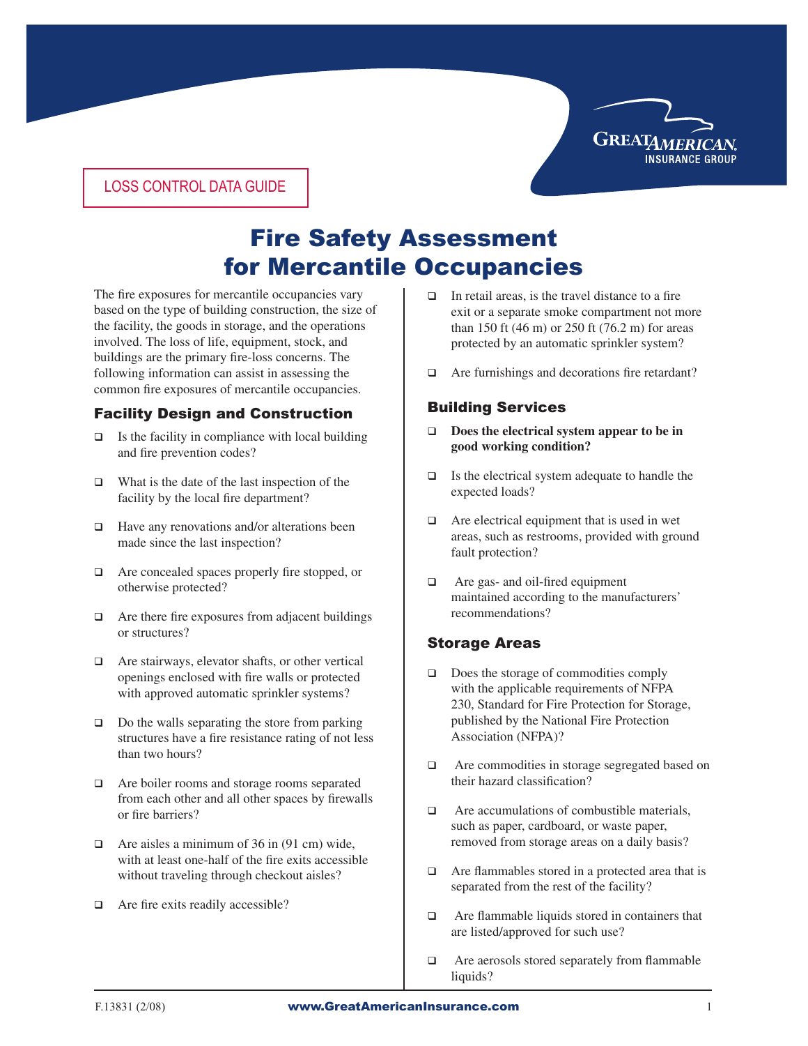LOSS CONTROL DATA GUIDE

# Fire Safety Assessment for Mercantile Occupancies

The fire exposures for mercantile occupancies vary based on the type of building construction, the size of the facility, the goods in storage, and the operations involved. The loss of life, equipment, stock, and buildings are the primary fire-loss concerns. The following information can assist in assessing the common fire exposures of mercantile occupancies.

## Facility Design and Construction

- ❑ Is the facility in compliance with local building and fire prevention codes?
- ❑ What is the date of the last inspection of the facility by the local fire department?
- ❑ Have any renovations and/or alterations been made since the last inspection?
- ❑ Are concealed spaces properly fire stopped, or otherwise protected?
- ❑ Are there fire exposures from adjacent buildings or structures?
- ❑ Are stairways, elevator shafts, or other vertical openings enclosed with fire walls or protected with approved automatic sprinkler systems?
- ❑ Do the walls separating the store from parking structures have a fire resistance rating of not less than two hours?
- ❑ Are boiler rooms and storage rooms separated from each other and all other spaces by firewalls or fire barriers?
- ❑ Are aisles a minimum of 36 in (91 cm) wide, with at least one-half of the fire exits accessible without traveling through checkout aisles?
- ❑ Are fire exits readily accessible?
- ❑ In retail areas, is the travel distance to a fire exit or a separate smoke compartment not more than 150 ft (46 m) or 250 ft (76.2 m) for areas protected by an automatic sprinkler system?
- ❑ Are furnishings and decorations fire retardant?

## Building Services

- ❑ **Does the electrical system appear to be in good working condition?**
- ❑ Is the electrical system adequate to handle the expected loads?
- ❑ Are electrical equipment that is used in wet areas, such as restrooms, provided with ground fault protection?
- ❑ Are gas- and oil-fired equipment maintained according to the manufacturers' recommendations?

## Storage Areas

- ❑ Does the storage of commodities comply with the applicable requirements of NFPA 230, Standard for Fire Protection for Storage, published by the National Fire Protection Association (NFPA)?
- ❑ Are commodities in storage segregated based on their hazard classification?
- ❑ Are accumulations of combustible materials, such as paper, cardboard, or waste paper, removed from storage areas on a daily basis?
- ❑ Are flammables stored in a protected area that is separated from the rest of the facility?
- ❑ Are flammable liquids stored in containers that are listed/approved for such use?
- ❑ Are aerosols stored separately from flammable liquids?

F.13831 (2/08) www.GreatAmericanInsurance.com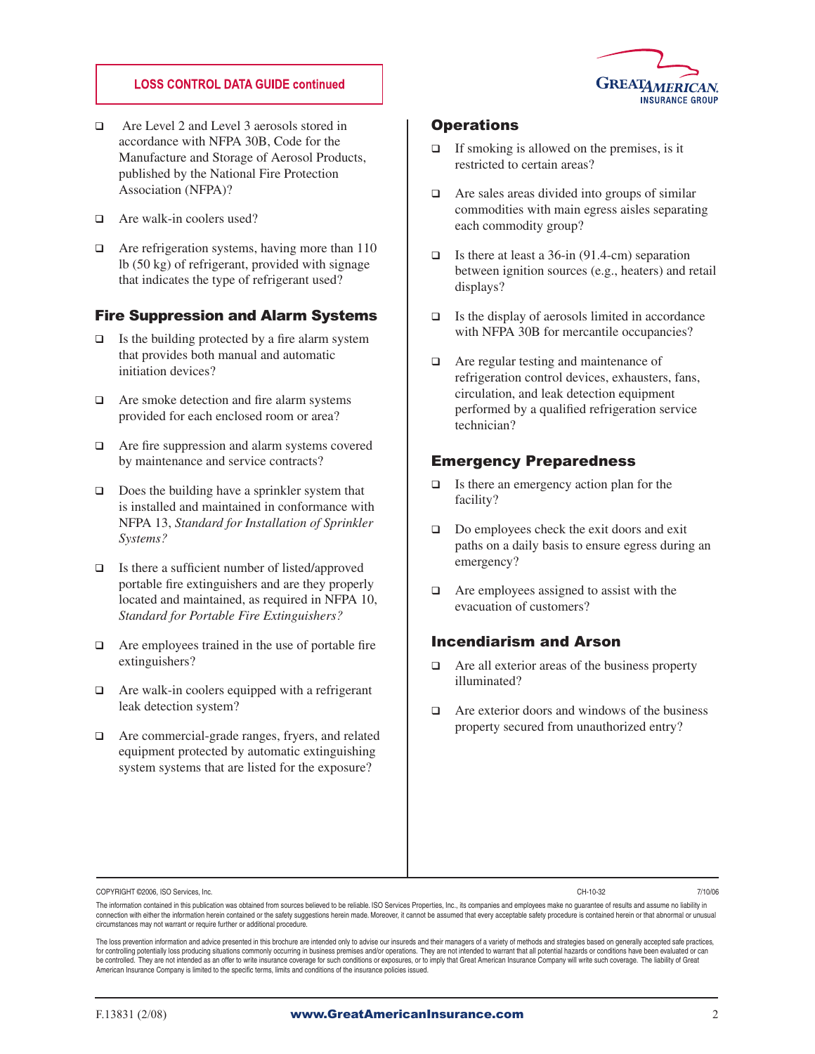**LOSS CONTROL DATA GUIDE continued**

- ☐ Are Level 2 and Level 3 aerosols stored in accordance with NFPA 30B, Code for the Manufacture and Storage of Aerosol Products, published by the National Fire Protection Association (NFPA)?
- ☐ Are walk-in coolers used?
- ☐ Are refrigeration systems, having more than 110 lb (50 kg) of refrigerant, provided with signage that indicates the type of refrigerant used?

## Fire Suppression and Alarm Systems

- ☐ Is the building protected by a fire alarm system that provides both manual and automatic initiation devices?
- ☐ Are smoke detection and fire alarm systems provided for each enclosed room or area?
- ☐ Are fire suppression and alarm systems covered by maintenance and service contracts?
- ☐ Does the building have a sprinkler system that is installed and maintained in conformance with NFPA 13, *Standard for Installation of Sprinkler Systems?*
- ☐ Is there a sufficient number of listed/approved portable fire extinguishers and are they properly located and maintained, as required in NFPA 10, *Standard for Portable Fire Extinguishers?*
- ☐ Are employees trained in the use of portable fire extinguishers?
- ☐ Are walk-in coolers equipped with a refrigerant leak detection system?
- ☐ Are commercial-grade ranges, fryers, and related equipment protected by automatic extinguishing system systems that are listed for the exposure?

## Operations

- ☐ If smoking is allowed on the premises, is it restricted to certain areas?
- ☐ Are sales areas divided into groups of similar commodities with main egress aisles separating each commodity group?
- ☐ Is there at least a 36-in (91.4-cm) separation between ignition sources (e.g., heaters) and retail displays?
- ☐ Is the display of aerosols limited in accordance with NFPA 30B for mercantile occupancies?
- ☐ Are regular testing and maintenance of refrigeration control devices, exhausters, fans, circulation, and leak detection equipment performed by a qualified refrigeration service technician?

## Emergency Preparedness

- ☐ Is there an emergency action plan for the facility?
- ☐ Do employees check the exit doors and exit paths on a daily basis to ensure egress during an emergency?
- ☐ Are employees assigned to assist with the evacuation of customers?

## Incendiarism and Arson

- ☐ Are all exterior areas of the business property illuminated?
- ☐ Are exterior doors and windows of the business property secured from unauthorized entry?

COPYRIGHT ©2006, ISO Services, Inc. CH-10-32 7/10/06

The information contained in this publication was obtained from sources believed to be reliable. ISO Services Properties, Inc., its companies and employees make no guarantee of results and assume no liability in connection with either the information herein contained or the safety suggestions herein made. Moreover, it cannot be assumed that every acceptable safety procedure is contained herein or that abnormal or unusual circumstances may not warrant or require further or additional procedure.

The loss prevention information and advice presented in this brochure are intended only to advise our insureds and their managers of a variety of methods and strategies based on generally accepted safe practices, for controlling potentially loss producing situations commonly occurring in business premises and/or operations. They are not intended to warrant that all potential hazards or conditions have been evaluated or can be controlled. They are not intended as an offer to write insurance coverage for such conditions or exposures, or to imply that Great American Insurance Company will write such coverage. The liability of Great American Insurance Company is limited to the specific terms, limits and conditions of the insurance policies issued.

F.13831 (2/08) www.GreatAmericanInsurance.com